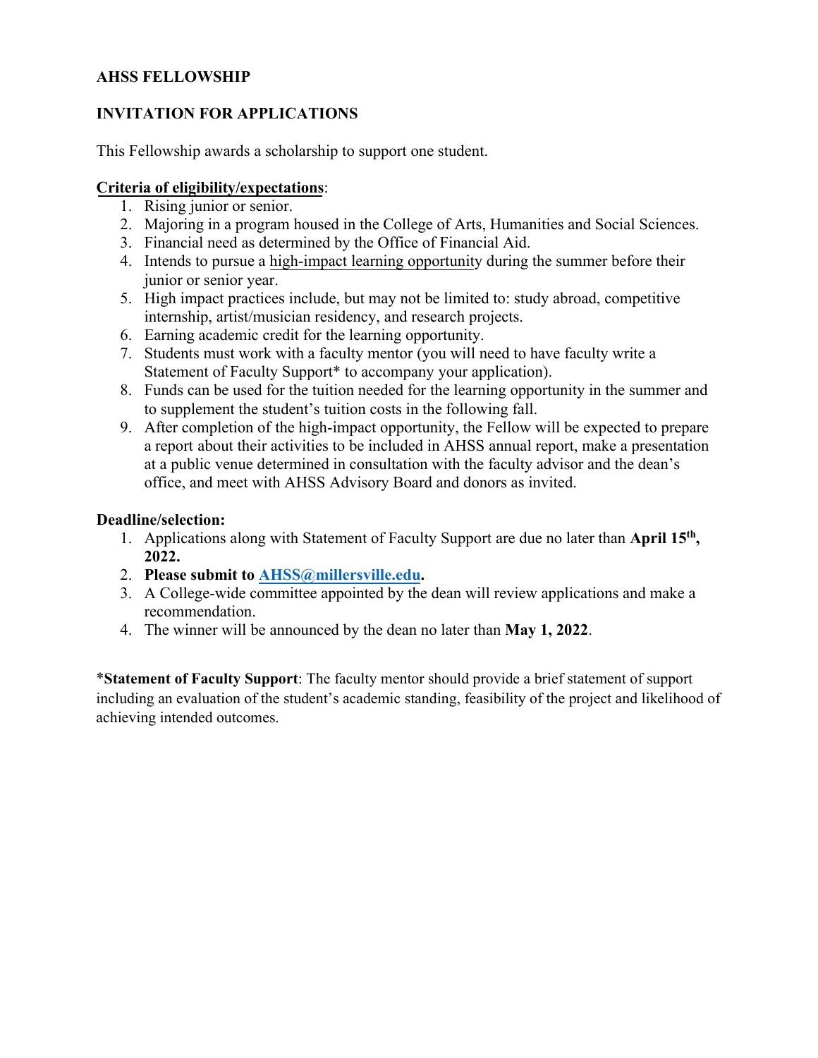**AHSS FELLOWSHIP**

**INVITATION FOR APPLICATIONS**

This Fellowship awards a scholarship to support one student.

**Criteria of eligibility/expectations**:

1. Rising junior or senior.
2. Majoring in a program housed in the College of Arts, Humanities and Social Sciences.
3. Financial need as determined by the Office of Financial Aid.
4. Intends to pursue a high-impact learning opportunity during the summer before their junior or senior year.
5. High impact practices include, but may not be limited to: study abroad, competitive internship, artist/musician residency, and research projects.
6. Earning academic credit for the learning opportunity.
7. Students must work with a faculty mentor (you will need to have faculty write a Statement of Faculty Support* to accompany your application).
8. Funds can be used for the tuition needed for the learning opportunity in the summer and to supplement the student's tuition costs in the following fall.
9. After completion of the high-impact opportunity, the Fellow will be expected to prepare a report about their activities to be included in AHSS annual report, make a presentation at a public venue determined in consultation with the faculty advisor and the dean's office, and meet with AHSS Advisory Board and donors as invited.

**Deadline/selection:**

1. Applications along with Statement of Faculty Support are due no later than **April 15th, 2022.**
2. **Please submit to AHSS@millersville.edu.**
3. A College-wide committee appointed by the dean will review applications and make a recommendation.
4. The winner will be announced by the dean no later than **May 1, 2022**.

***Statement of Faculty Support**: The faculty mentor should provide a brief statement of support including an evaluation of the student's academic standing, feasibility of the project and likelihood of achieving intended outcomes.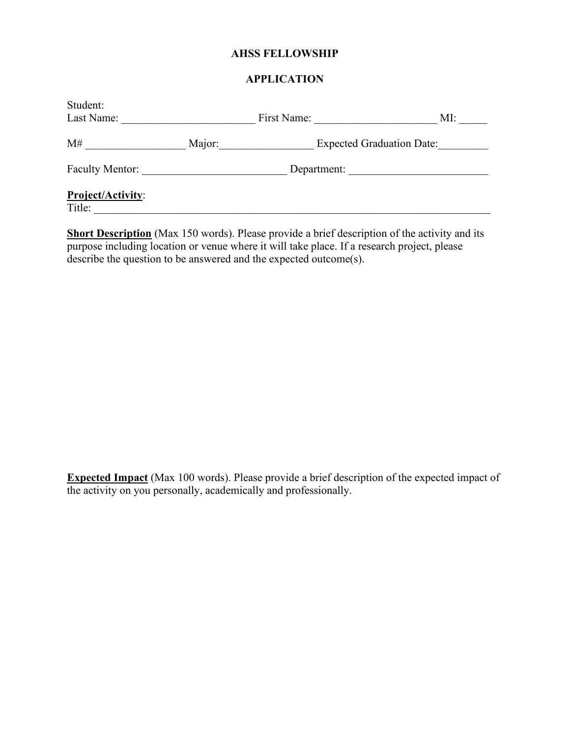**AHSS FELLOWSHIP**

**APPLICATION**

Student:
Last Name: ________________________ First Name: ______________________ MI: _____

M# __________________ Major:_________________ Expected Graduation Date:_________

Faculty Mentor: __________________________ Department: _________________________

**Project/Activity**:
Title: _________________________________________________________________________

**Short Description** (Max 150 words). Please provide a brief description of the activity and its purpose including location or venue where it will take place. If a research project, please describe the question to be answered and the expected outcome(s).

**Expected Impact** (Max 100 words). Please provide a brief description of the expected impact of the activity on you personally, academically and professionally.